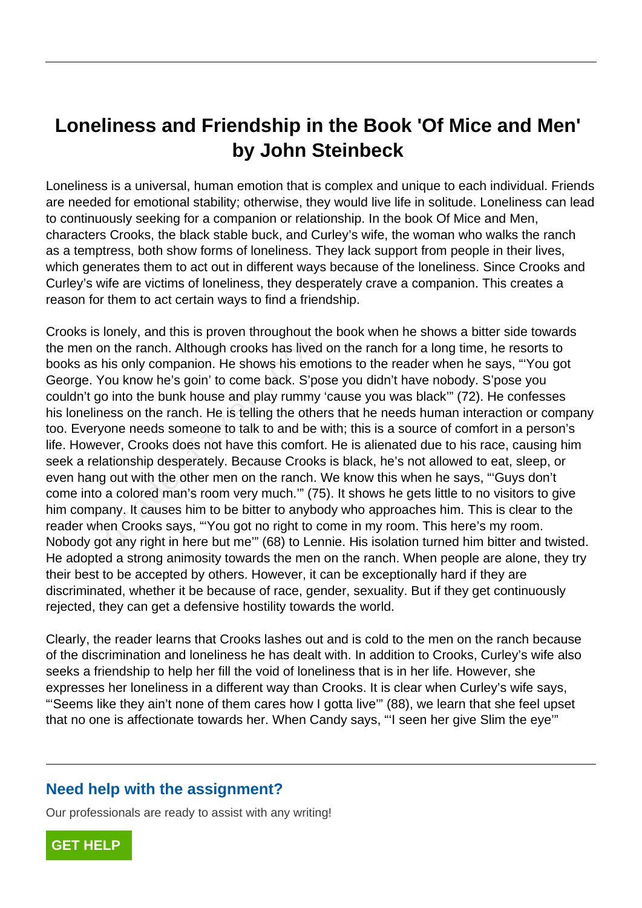# Loneliness and Friendship in the Book 'Of Mice and Men' by John Steinbeck

Loneliness is a universal, human emotion that is complex and unique to each individual. Friends are needed for emotional stability; otherwise, they would live life in solitude. Loneliness can lead to continuously seeking for a companion or relationship. In the book Of Mice and Men, characters Crooks, the black stable buck, and Curley's wife, the woman who walks the ranch as a temptress, both show forms of loneliness. They lack support from people in their lives, which generates them to act out in different ways because of the loneliness. Since Crooks and Curley's wife are victims of loneliness, they desperately crave a companion. This creates a reason for them to act certain ways to find a friendship.

Crooks is lonely, and this is proven throughout the book when he shows a bitter side towards the men on the ranch. Although crooks has lived on the ranch for a long time, he resorts to books as his only companion. He shows his emotions to the reader when he says, "'You got George. You know he's goin' to come back. S'pose you didn't have nobody. S'pose you couldn't go into the bunk house and play rummy 'cause you was black'" (72). He confesses his loneliness on the ranch. He is telling the others that he needs human interaction or company too. Everyone needs someone to talk to and be with; this is a source of comfort in a person's life. However, Crooks does not have this comfort. He is alienated due to his race, causing him seek a relationship desperately. Because Crooks is black, he's not allowed to eat, sleep, or even hang out with the other men on the ranch. We know this when he says, "'Guys don't come into a colored man's room very much.'" (75). It shows he gets little to no visitors to give him company. It causes him to be bitter to anybody who approaches him. This is clear to the reader when Crooks says, "'You got no right to come in my room. This here's my room. Nobody got any right in here but me'" (68) to Lennie. His isolation turned him bitter and twisted. He adopted a strong animosity towards the men on the ranch. When people are alone, they try their best to be accepted by others. However, it can be exceptionally hard if they are discriminated, whether it be because of race, gender, sexuality. But if they get continuously rejected, they can get a defensive hostility towards the world.

Clearly, the reader learns that Crooks lashes out and is cold to the men on the ranch because of the discrimination and loneliness he has dealt with. In addition to Crooks, Curley's wife also seeks a friendship to help her fill the void of loneliness that is in her life. However, she expresses her loneliness in a different way than Crooks. It is clear when Curley's wife says, "'Seems like they ain't none of them cares how I gotta live'" (88), we learn that she feel upset that no one is affectionate towards her. When Candy says, "'I seen her give Slim the eye'"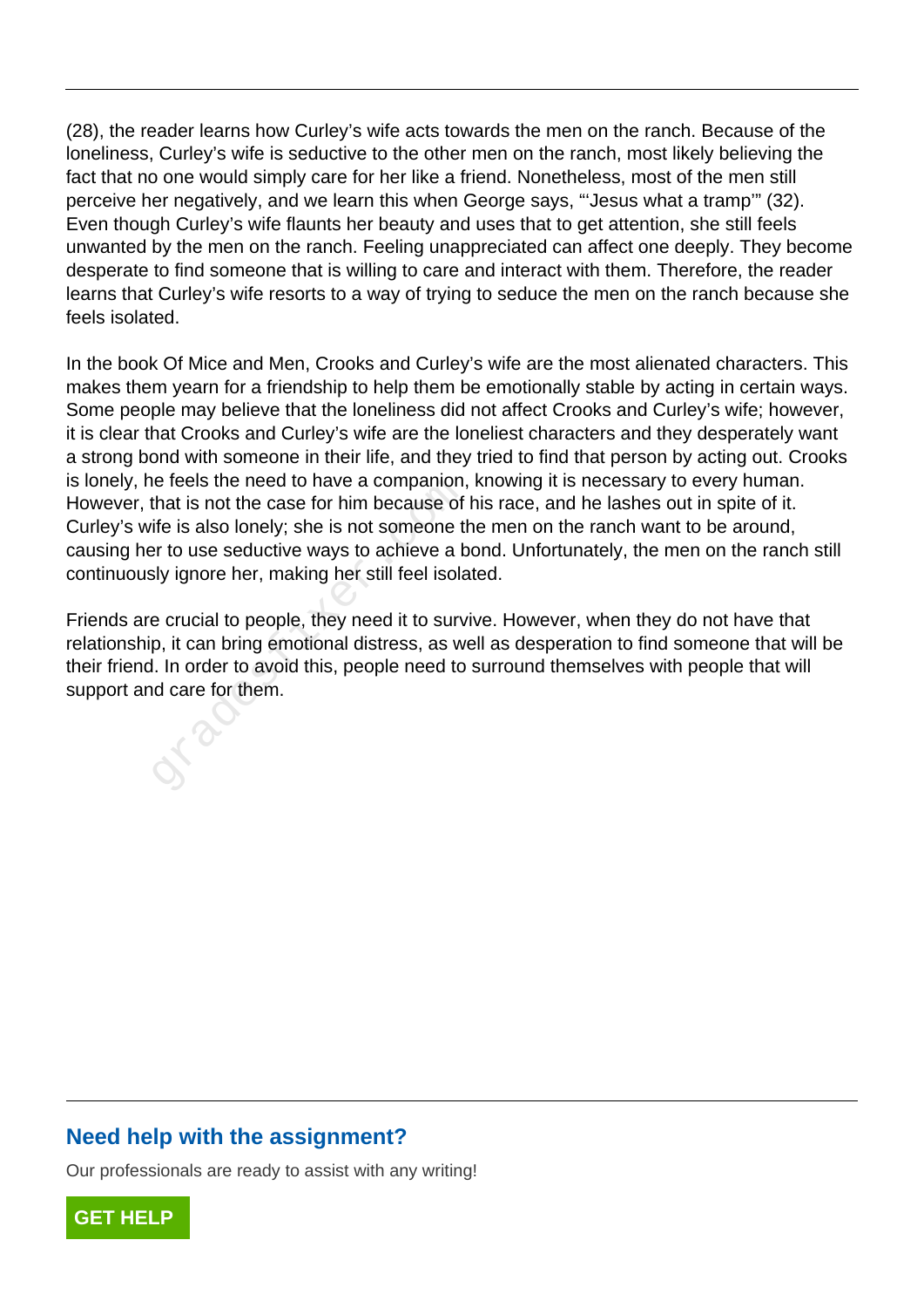(28), the reader learns how Curley’s wife acts towards the men on the ranch. Because of the loneliness, Curley’s wife is seductive to the other men on the ranch, most likely believing the fact that no one would simply care for her like a friend. Nonetheless, most of the men still perceive her negatively, and we learn this when George says, “‘Jesus what a tramp’” (32). Even though Curley’s wife flaunts her beauty and uses that to get attention, she still feels unwanted by the men on the ranch. Feeling unappreciated can affect one deeply. They become desperate to find someone that is willing to care and interact with them. Therefore, the reader learns that Curley’s wife resorts to a way of trying to seduce the men on the ranch because she feels isolated.

In the book Of Mice and Men, Crooks and Curley’s wife are the most alienated characters. This makes them yearn for a friendship to help them be emotionally stable by acting in certain ways. Some people may believe that the loneliness did not affect Crooks and Curley’s wife; however, it is clear that Crooks and Curley’s wife are the loneliest characters and they desperately want a strong bond with someone in their life, and they tried to find that person by acting out. Crooks is lonely, he feels the need to have a companion, knowing it is necessary to every human. However, that is not the case for him because of his race, and he lashes out in spite of it. Curley’s wife is also lonely; she is not someone the men on the ranch want to be around, causing her to use seductive ways to achieve a bond. Unfortunately, the men on the ranch still continuously ignore her, making her still feel isolated.

Friends are crucial to people, they need it to survive. However, when they do not have that relationship, it can bring emotional distress, as well as desperation to find someone that will be their friend. In order to avoid this, people need to surround themselves with people that will support and care for them.